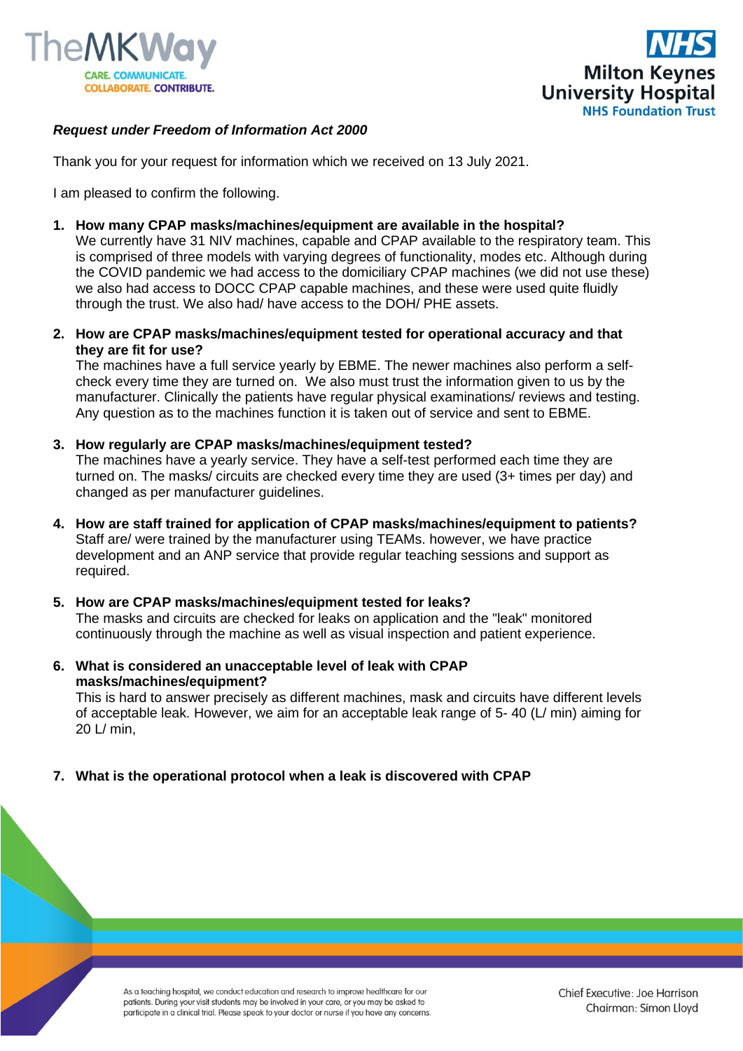***Request under Freedom of Information Act 2000***

Thank you for your request for information which we received on 13 July 2021.

I am pleased to confirm the following.

1. **How many CPAP masks/machines/equipment are available in the hospital?**
   We currently have 31 NIV machines, capable and CPAP available to the respiratory team. This is comprised of three models with varying degrees of functionality, modes etc. Although during the COVID pandemic we had access to the domiciliary CPAP machines (we did not use these) we also had access to DOCC CPAP capable machines, and these were used quite fluidly through the trust. We also had/ have access to the DOH/ PHE assets.

2. **How are CPAP masks/machines/equipment tested for operational accuracy and that they are fit for use?**
   The machines have a full service yearly by EBME. The newer machines also perform a self-check every time they are turned on. We also must trust the information given to us by the manufacturer. Clinically the patients have regular physical examinations/ reviews and testing. Any question as to the machines function it is taken out of service and sent to EBME.

3. **How regularly are CPAP masks/machines/equipment tested?**
   The machines have a yearly service. They have a self-test performed each time they are turned on. The masks/ circuits are checked every time they are used (3+ times per day) and changed as per manufacturer guidelines.

4. **How are staff trained for application of CPAP masks/machines/equipment to patients?**
   Staff are/ were trained by the manufacturer using TEAMs. however, we have practice development and an ANP service that provide regular teaching sessions and support as required.

5. **How are CPAP masks/machines/equipment tested for leaks?**
   The masks and circuits are checked for leaks on application and the "leak" monitored continuously through the machine as well as visual inspection and patient experience.

6. **What is considered an unacceptable level of leak with CPAP masks/machines/equipment?**
   This is hard to answer precisely as different machines, mask and circuits have different levels of acceptable leak. However, we aim for an acceptable leak range of 5- 40 (L/ min) aiming for 20 L/ min,

7. **What is the operational protocol when a leak is discovered with CPAP**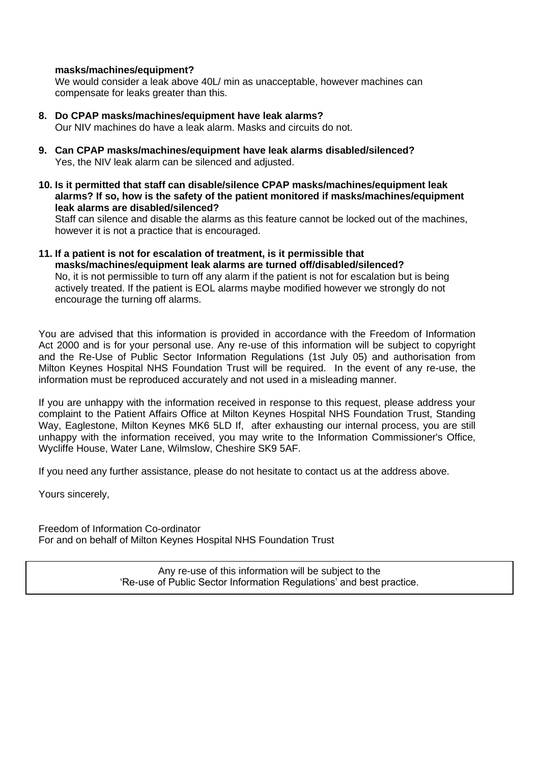**masks/machines/equipment?**
We would consider a leak above 40L/ min as unacceptable, however machines can compensate for leaks greater than this.

8. **Do CPAP masks/machines/equipment have leak alarms?**
Our NIV machines do have a leak alarm. Masks and circuits do not.

9. **Can CPAP masks/machines/equipment have leak alarms disabled/silenced?**
Yes, the NIV leak alarm can be silenced and adjusted.

10. **Is it permitted that staff can disable/silence CPAP masks/machines/equipment leak alarms? If so, how is the safety of the patient monitored if masks/machines/equipment leak alarms are disabled/silenced?**
Staff can silence and disable the alarms as this feature cannot be locked out of the machines, however it is not a practice that is encouraged.

11. **If a patient is not for escalation of treatment, is it permissible that masks/machines/equipment leak alarms are turned off/disabled/silenced?**
No, it is not permissible to turn off any alarm if the patient is not for escalation but is being actively treated. If the patient is EOL alarms maybe modified however we strongly do not encourage the turning off alarms.

You are advised that this information is provided in accordance with the Freedom of Information Act 2000 and is for your personal use. Any re-use of this information will be subject to copyright and the Re-Use of Public Sector Information Regulations (1st July 05) and authorisation from Milton Keynes Hospital NHS Foundation Trust will be required. In the event of any re-use, the information must be reproduced accurately and not used in a misleading manner.

If you are unhappy with the information received in response to this request, please address your complaint to the Patient Affairs Office at Milton Keynes Hospital NHS Foundation Trust, Standing Way, Eaglestone, Milton Keynes MK6 5LD If, after exhausting our internal process, you are still unhappy with the information received, you may write to the Information Commissioner's Office, Wycliffe House, Water Lane, Wilmslow, Cheshire SK9 5AF.

If you need any further assistance, please do not hesitate to contact us at the address above.

Yours sincerely,

Freedom of Information Co-ordinator
For and on behalf of Milton Keynes Hospital NHS Foundation Trust

Any re-use of this information will be subject to the
'Re-use of Public Sector Information Regulations' and best practice.